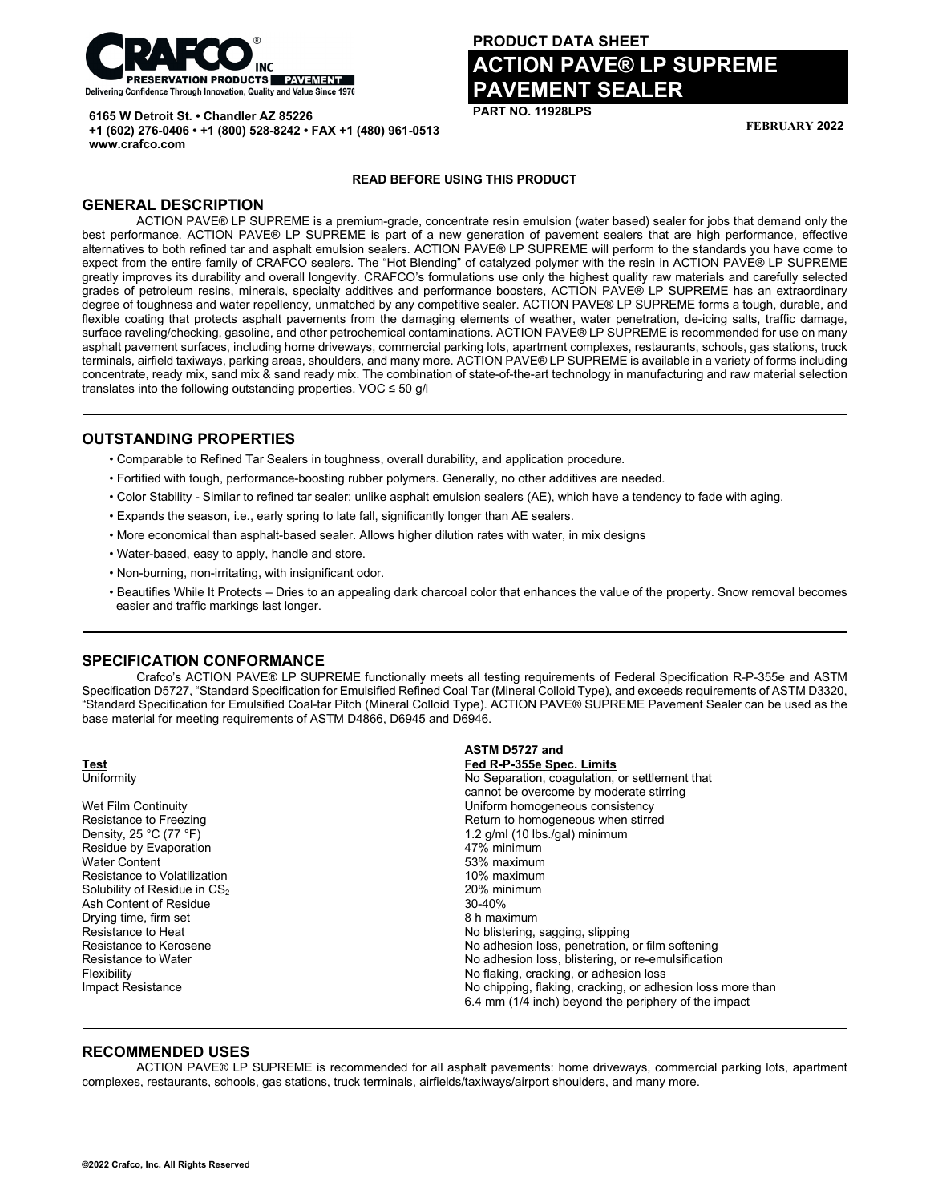CRAFCO® INC
PRESERVATION PRODUCTS | PAVEMENT
Delivering Confidence Through Innovation, Quality and Value Since 1976

6165 W Detroit St. • Chandler AZ 85226
+1 (602) 276-0406 • +1 (800) 528-8242 • FAX +1 (480) 961-0513
www.crafco.com

# PRODUCT DATA SHEET
# ACTION PAVE® LP SUPREME PAVEMENT SEALER

**PART NO. 11928LPS**

**FEBRUARY 2022**

**READ BEFORE USING THIS PRODUCT**

## GENERAL DESCRIPTION

ACTION PAVE® LP SUPREME is a premium-grade, concentrate resin emulsion (water based) sealer for jobs that demand only the best performance. ACTION PAVE® LP SUPREME is part of a new generation of pavement sealers that are high performance, effective alternatives to both refined tar and asphalt emulsion sealers. ACTION PAVE® LP SUPREME will perform to the standards you have come to expect from the entire family of CRAFCO sealers. The "Hot Blending" of catalyzed polymer with the resin in ACTION PAVE® LP SUPREME greatly improves its durability and overall longevity. CRAFCO's formulations use only the highest quality raw materials and carefully selected grades of petroleum resins, minerals, specialty additives and performance boosters, ACTION PAVE® LP SUPREME has an extraordinary degree of toughness and water repellency, unmatched by any competitive sealer. ACTION PAVE® LP SUPREME forms a tough, durable, and flexible coating that protects asphalt pavements from the damaging elements of weather, water penetration, de-icing salts, traffic damage, surface raveling/checking, gasoline, and other petrochemical contaminations. ACTION PAVE® LP SUPREME is recommended for use on many asphalt pavement surfaces, including home driveways, commercial parking lots, apartment complexes, restaurants, schools, gas stations, truck terminals, airfield taxiways, parking areas, shoulders, and many more. ACTION PAVE® LP SUPREME is available in a variety of forms including concentrate, ready mix, sand mix & sand ready mix. The combination of state-of-the-art technology in manufacturing and raw material selection translates into the following outstanding properties. VOC ≤ 50 g/l

## OUTSTANDING PROPERTIES

- Comparable to Refined Tar Sealers in toughness, overall durability, and application procedure.
- Fortified with tough, performance-boosting rubber polymers. Generally, no other additives are needed.
- Color Stability - Similar to refined tar sealer; unlike asphalt emulsion sealers (AE), which have a tendency to fade with aging.
- Expands the season, i.e., early spring to late fall, significantly longer than AE sealers.
- More economical than asphalt-based sealer. Allows higher dilution rates with water, in mix designs
- Water-based, easy to apply, handle and store.
- Non-burning, non-irritating, with insignificant odor.
- Beautifies While It Protects – Dries to an appealing dark charcoal color that enhances the value of the property. Snow removal becomes easier and traffic markings last longer.

## SPECIFICATION CONFORMANCE

Crafco's ACTION PAVE® LP SUPREME functionally meets all testing requirements of Federal Specification R-P-355e and ASTM Specification D5727, "Standard Specification for Emulsified Refined Coal Tar (Mineral Colloid Type), and exceeds requirements of ASTM D3320, "Standard Specification for Emulsified Coal-tar Pitch (Mineral Colloid Type). ACTION PAVE® SUPREME Pavement Sealer can be used as the base material for meeting requirements of ASTM D4866, D6945 and D6946.

| Test | ASTM D5727 and Fed R-P-355e Spec. Limits |
|---|---|
| Uniformity | No Separation, coagulation, or settlement that cannot be overcome by moderate stirring |
| Wet Film Continuity | Uniform homogeneous consistency |
| Resistance to Freezing | Return to homogeneous when stirred |
| Density, 25 °C (77 °F) | 1.2 g/ml (10 lbs./gal) minimum |
| Residue by Evaporation | 47% minimum |
| Water Content | 53% maximum |
| Resistance to Volatilization | 10% maximum |
| Solubility of Residue in $CS_2$ | 20% minimum |
| Ash Content of Residue | 30-40% |
| Drying time, firm set | 8 h maximum |
| Resistance to Heat | No blistering, sagging, slipping |
| Resistance to Kerosene | No adhesion loss, penetration, or film softening |
| Resistance to Water | No adhesion loss, blistering, or re-emulsification |
| Flexibility | No flaking, cracking, or adhesion loss |
| Impact Resistance | No chipping, flaking, cracking, or adhesion loss more than 6.4 mm (1/4 inch) beyond the periphery of the impact |

## RECOMMENDED USES

ACTION PAVE® LP SUPREME is recommended for all asphalt pavements: home driveways, commercial parking lots, apartment complexes, restaurants, schools, gas stations, truck terminals, airfields/taxiways/airport shoulders, and many more.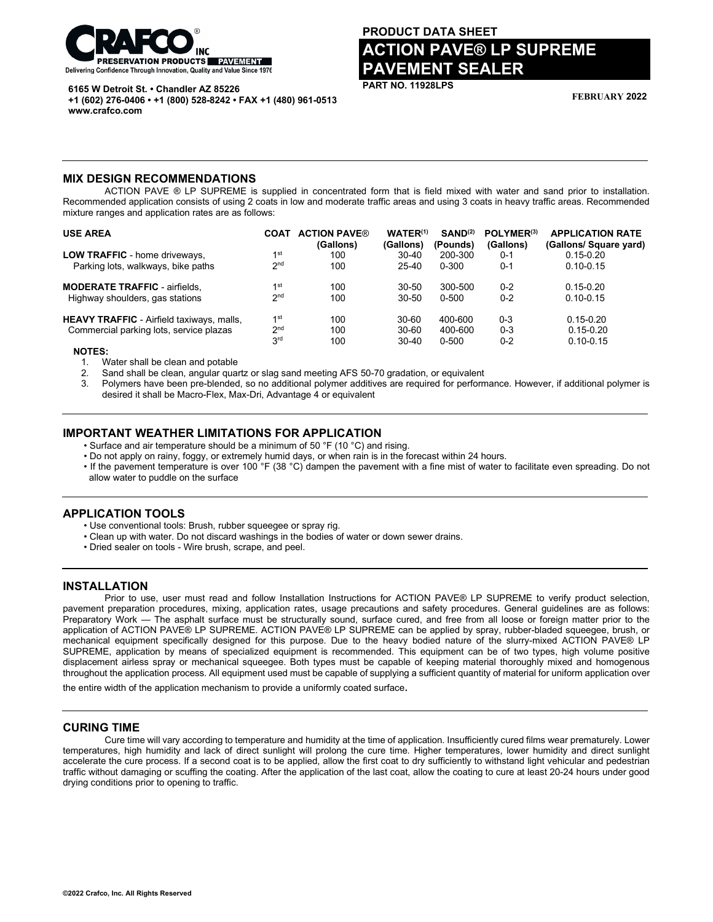CRAFCO® INC

PRESERVATION PRODUCTS | PAVEMENT

Delivering Confidence Through Innovation, Quality and Value Since 1976

**6165 W Detroit St. • Chandler AZ 85226**
**+1 (602) 276-0406 • +1 (800) 528-8242 • FAX +1 (480) 961-0513**
**www.crafco.com**

**PRODUCT DATA SHEET**

# ACTION PAVE® LP SUPREME PAVEMENT SEALER

**PART NO. 11928LPS**

**FEBRUARY 2022**

## MIX DESIGN RECOMMENDATIONS

ACTION PAVE ® LP SUPREME is supplied in concentrated form that is field mixed with water and sand prior to installation. Recommended application consists of using 2 coats in low and moderate traffic areas and using 3 coats in heavy traffic areas. Recommended mixture ranges and application rates are as follows:

| USE AREA | COAT | ACTION PAVE® (Gallons) | WATER[1] (Gallons) | SAND[2] (Pounds) | POLYMER[3] (Gallons) | APPLICATION RATE (Gallons/ Square yard) |
|---|---|---|---|---|---|---|
| **LOW TRAFFIC** - home driveways, Parking lots, walkways, bike paths | 1st | 100 | 30-40 | 200-300 | 0-1 | 0.15-0.20 |
| | 2nd | 100 | 25-40 | 0-300 | 0-1 | 0.10-0.15 |
| **MODERATE TRAFFIC** - airfields, Highway shoulders, gas stations | 1st | 100 | 30-50 | 300-500 | 0-2 | 0.15-0.20 |
| | 2nd | 100 | 30-50 | 0-500 | 0-2 | 0.10-0.15 |
| **HEAVY TRAFFIC** - Airfield taxiways, malls, Commercial parking lots, service plazas | 1st | 100 | 30-60 | 400-600 | 0-3 | 0.15-0.20 |
| | 2nd | 100 | 30-60 | 400-600 | 0-3 | 0.15-0.20 |
| | 3rd | 100 | 30-40 | 0-500 | 0-2 | 0.10-0.15 |

**NOTES:**

1. Water shall be clean and potable
2. Sand shall be clean, angular quartz or slag sand meeting AFS 50-70 gradation, or equivalent
3. Polymers have been pre-blended, so no additional polymer additives are required for performance. However, if additional polymer is desired it shall be Macro-Flex, Max-Dri, Advantage 4 or equivalent

## IMPORTANT WEATHER LIMITATIONS FOR APPLICATION

- Surface and air temperature should be a minimum of 50 °F (10 °C) and rising.
- Do not apply on rainy, foggy, or extremely humid days, or when rain is in the forecast within 24 hours.
- If the pavement temperature is over 100 °F (38 °C) dampen the pavement with a fine mist of water to facilitate even spreading. Do not allow water to puddle on the surface

## APPLICATION TOOLS

- Use conventional tools: Brush, rubber squeegee or spray rig.
- Clean up with water. Do not discard washings in the bodies of water or down sewer drains.
- Dried sealer on tools - Wire brush, scrape, and peel.

## INSTALLATION

Prior to use, user must read and follow Installation Instructions for ACTION PAVE® LP SUPREME to verify product selection, pavement preparation procedures, mixing, application rates, usage precautions and safety procedures. General guidelines are as follows: Preparatory Work — The asphalt surface must be structurally sound, surface cured, and free from all loose or foreign matter prior to the application of ACTION PAVE® LP SUPREME. ACTION PAVE® LP SUPREME can be applied by spray, rubber-bladed squeegee, brush, or mechanical equipment specifically designed for this purpose. Due to the heavy bodied nature of the slurry-mixed ACTION PAVE® LP SUPREME, application by means of specialized equipment is recommended. This equipment can be of two types, high volume positive displacement airless spray or mechanical squeegee. Both types must be capable of keeping material thoroughly mixed and homogenous throughout the application process. All equipment used must be capable of supplying a sufficient quantity of material for uniform application over the entire width of the application mechanism to provide a uniformly coated surface.

## CURING TIME

Cure time will vary according to temperature and humidity at the time of application. Insufficiently cured films wear prematurely. Lower temperatures, high humidity and lack of direct sunlight will prolong the cure time. Higher temperatures, lower humidity and direct sunlight accelerate the cure process. If a second coat is to be applied, allow the first coat to dry sufficiently to withstand light vehicular and pedestrian traffic without damaging or scuffing the coating. After the application of the last coat, allow the coating to cure at least 20-24 hours under good drying conditions prior to opening to traffic.

©2022 Crafco, Inc. All Rights Reserved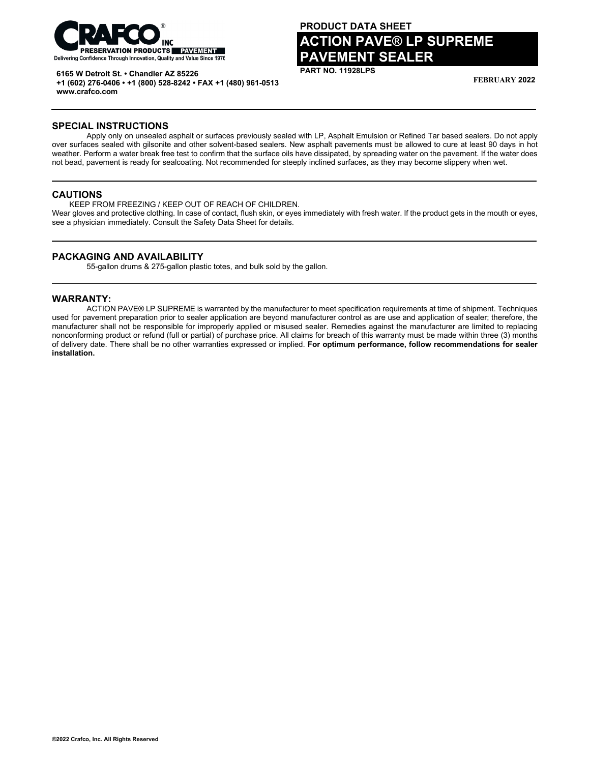PRODUCT DATA SHEET

# ACTION PAVE® LP SUPREME PAVEMENT SEALER

PART NO. 11928LPS

FEBRUARY 2022

**6165 W Detroit St. • Chandler AZ 85226**
**+1 (602) 276-0406 • +1 (800) 528-8242 • FAX +1 (480) 961-0513**
**www.crafco.com**

## SPECIAL INSTRUCTIONS

Apply only on unsealed asphalt or surfaces previously sealed with LP, Asphalt Emulsion or Refined Tar based sealers. Do not apply over surfaces sealed with gilsonite and other solvent-based sealers. New asphalt pavements must be allowed to cure at least 90 days in hot weather. Perform a water break free test to confirm that the surface oils have dissipated, by spreading water on the pavement. If the water does not bead, pavement is ready for sealcoating. Not recommended for steeply inclined surfaces, as they may become slippery when wet.

## CAUTIONS

KEEP FROM FREEZING / KEEP OUT OF REACH OF CHILDREN.
Wear gloves and protective clothing. In case of contact, flush skin, or eyes immediately with fresh water. If the product gets in the mouth or eyes, see a physician immediately. Consult the Safety Data Sheet for details.

## PACKAGING AND AVAILABILITY

55-gallon drums & 275-gallon plastic totes, and bulk sold by the gallon.

## WARRANTY:

ACTION PAVE® LP SUPREME is warranted by the manufacturer to meet specification requirements at time of shipment. Techniques used for pavement preparation prior to sealer application are beyond manufacturer control as are use and application of sealer; therefore, the manufacturer shall not be responsible for improperly applied or misused sealer. Remedies against the manufacturer are limited to replacing nonconforming product or refund (full or partial) of purchase price. All claims for breach of this warranty must be made within three (3) months of delivery date. There shall be no other warranties expressed or implied. **For optimum performance, follow recommendations for sealer installation.**

©2022 Crafco, Inc. All Rights Reserved